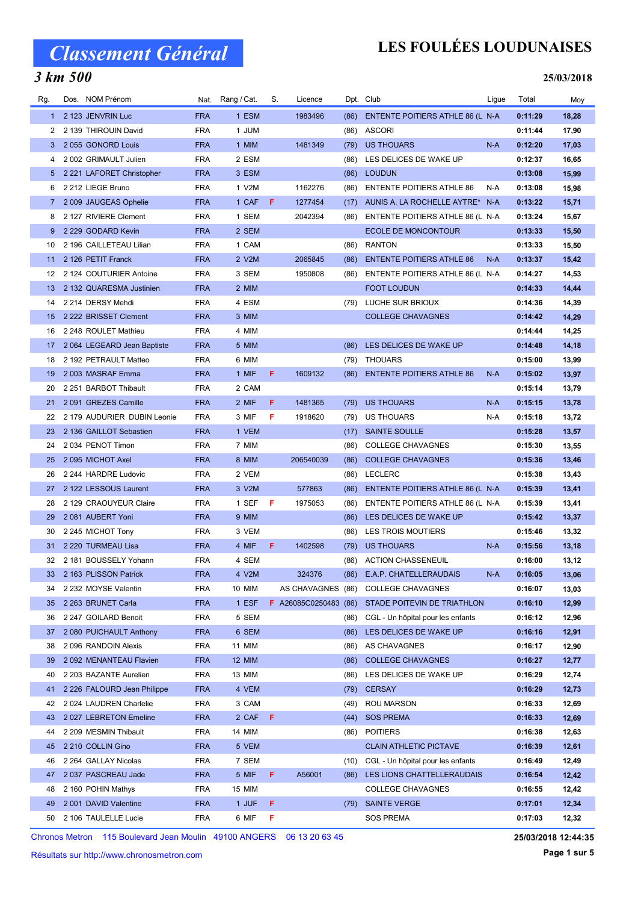# Classement Général

## LES FOULÉES LOUDUNAISES

### 3 km 500

**25/03/2018**

| Rg. | Dos. | NOM Prénom | Nat. | Rang / Cat. | S. | Licence | Dpt. | Club | Ligue | Total | Moy |
|---|---|---|---|---|---|---|---|---|---|---|---|
| 1 | 2 123 | JENVRIN Luc | FRA | 1 ESM | | 1983496 | (86) | ENTENTE POITIERS ATHLE 86 (L | N-A | 0:11:29 | 18,28 |
| 2 | 2 139 | THIROUIN David | FRA | 1 JUM | | | (86) | ASCORI | | 0:11:44 | 17,90 |
| 3 | 2 055 | GONORD Louis | FRA | 1 MIM | | 1481349 | (79) | US THOUARS | N-A | 0:12:20 | 17,03 |
| 4 | 2 002 | GRIMAULT Julien | FRA | 2 ESM | | | (86) | LES DELICES DE WAKE UP | | 0:12:37 | 16,65 |
| 5 | 2 221 | LAFORET Christopher | FRA | 3 ESM | | | (86) | LOUDUN | | 0:13:08 | 15,99 |
| 6 | 2 212 | LIEGE Bruno | FRA | 1 V2M | | 1162276 | (86) | ENTENTE POITIERS ATHLE 86 | N-A | 0:13:08 | 15,98 |
| 7 | 2 009 | JAUGEAS Ophelie | FRA | 1 CAF | F | 1277454 | (17) | AUNIS A. LA ROCHELLE AYTRE* | N-A | 0:13:22 | 15,71 |
| 8 | 2 127 | RIVIERE Clement | FRA | 1 SEM | | 2042394 | (86) | ENTENTE POITIERS ATHLE 86 (L | N-A | 0:13:24 | 15,67 |
| 9 | 2 229 | GODARD Kevin | FRA | 2 SEM | | | | ECOLE DE MONCONTOUR | | 0:13:33 | 15,50 |
| 10 | 2 196 | CAILLETEAU Lilian | FRA | 1 CAM | | | (86) | RANTON | | 0:13:33 | 15,50 |
| 11 | 2 126 | PETIT Franck | FRA | 2 V2M | | 2065845 | (86) | ENTENTE POITIERS ATHLE 86 | N-A | 0:13:37 | 15,42 |
| 12 | 2 124 | COUTURIER Antoine | FRA | 3 SEM | | 1950808 | (86) | ENTENTE POITIERS ATHLE 86 (L | N-A | 0:14:27 | 14,53 |
| 13 | 2 132 | QUARESMA Justinien | FRA | 2 MIM | | | | FOOT LOUDUN | | 0:14:33 | 14,44 |
| 14 | 2 214 | DERSY Mehdi | FRA | 4 ESM | | | (79) | LUCHE SUR BRIOUX | | 0:14:36 | 14,39 |
| 15 | 2 222 | BRISSET Clement | FRA | 3 MIM | | | | COLLEGE CHAVAGNES | | 0:14:42 | 14,29 |
| 16 | 2 248 | ROULET Mathieu | FRA | 4 MIM | | | | | | 0:14:44 | 14,25 |
| 17 | 2 064 | LEGEARD Jean Baptiste | FRA | 5 MIM | | | (86) | LES DELICES DE WAKE UP | | 0:14:48 | 14,18 |
| 18 | 2 192 | PETRAULT Matteo | FRA | 6 MIM | | | (79) | THOUARS | | 0:15:00 | 13,99 |
| 19 | 2 003 | MASRAF Emma | FRA | 1 MIF | F | 1609132 | (86) | ENTENTE POITIERS ATHLE 86 | N-A | 0:15:02 | 13,97 |
| 20 | 2 251 | BARBOT Thibault | FRA | 2 CAM | | | | | | 0:15:14 | 13,79 |
| 21 | 2 091 | GREZES Camille | FRA | 2 MIF | F | 1481365 | (79) | US THOUARS | N-A | 0:15:15 | 13,78 |
| 22 | 2 179 | AUDURIER DUBIN Leonie | FRA | 3 MIF | F | 1918620 | (79) | US THOUARS | N-A | 0:15:18 | 13,72 |
| 23 | 2 136 | GAILLOT Sebastien | FRA | 1 VEM | | | (17) | SAINTE SOULLE | | 0:15:28 | 13,57 |
| 24 | 2 034 | PENOT Timon | FRA | 7 MIM | | | (86) | COLLEGE CHAVAGNES | | 0:15:30 | 13,55 |
| 25 | 2 095 | MICHOT Axel | FRA | 8 MIM | | 206540039 | (86) | COLLEGE CHAVAGNES | | 0:15:36 | 13,46 |
| 26 | 2 244 | HARDRE Ludovic | FRA | 2 VEM | | | (86) | LECLERC | | 0:15:38 | 13,43 |
| 27 | 2 122 | LESSOUS Laurent | FRA | 3 V2M | | 577863 | (86) | ENTENTE POITIERS ATHLE 86 (L | N-A | 0:15:39 | 13,41 |
| 28 | 2 129 | CRAOUYEUR Claire | FRA | 1 SEF | F | 1975053 | (86) | ENTENTE POITIERS ATHLE 86 (L | N-A | 0:15:39 | 13,41 |
| 29 | 2 081 | AUBERT Yoni | FRA | 9 MIM | | | (86) | LES DELICES DE WAKE UP | | 0:15:42 | 13,37 |
| 30 | 2 245 | MICHOT Tony | FRA | 3 VEM | | | (86) | LES TROIS MOUTIERS | | 0:15:46 | 13,32 |
| 31 | 2 220 | TURMEAU Lisa | FRA | 4 MIF | F | 1402598 | (79) | US THOUARS | N-A | 0:15:56 | 13,18 |
| 32 | 2 181 | BOUSSELY Yohann | FRA | 4 SEM | | | (86) | ACTION CHASSENEUIL | | 0:16:00 | 13,12 |
| 33 | 2 163 | PLISSON Patrick | FRA | 4 V2M | | 324376 | (86) | E.A.P. CHATELLERAUDAIS | N-A | 0:16:05 | 13,06 |
| 34 | 2 232 | MOYSE Valentin | FRA | 10 MIM | | AS CHAVAGNES | (86) | COLLEGE CHAVAGNES | | 0:16:07 | 13,03 |
| 35 | 2 263 | BRUNET Carla | FRA | 1 ESF | F | A26085C0250483 | (86) | STADE POITEVIN DE TRIATHLON | | 0:16:10 | 12,99 |
| 36 | 2 247 | GOILARD Benoit | FRA | 5 SEM | | | (86) | CGL - Un hôpital pour les enfants | | 0:16:12 | 12,96 |
| 37 | 2 080 | PUICHAULT Anthony | FRA | 6 SEM | | | (86) | LES DELICES DE WAKE UP | | 0:16:16 | 12,91 |
| 38 | 2 096 | RANDOIN Alexis | FRA | 11 MIM | | | (86) | AS CHAVAGNES | | 0:16:17 | 12,90 |
| 39 | 2 092 | MENANTEAU Flavien | FRA | 12 MIM | | | (86) | COLLEGE CHAVAGNES | | 0:16:27 | 12,77 |
| 40 | 2 203 | BAZANTE Aurelien | FRA | 13 MIM | | | (86) | LES DELICES DE WAKE UP | | 0:16:29 | 12,74 |
| 41 | 2 226 | FALOURD Jean Philippe | FRA | 4 VEM | | | (79) | CERSAY | | 0:16:29 | 12,73 |
| 42 | 2 024 | LAUDREN Charlelie | FRA | 3 CAM | | | (49) | ROU MARSON | | 0:16:33 | 12,69 |
| 43 | 2 027 | LEBRETON Emeline | FRA | 2 CAF | F | | (44) | SOS PREMA | | 0:16:33 | 12,69 |
| 44 | 2 209 | MESMIN Thibault | FRA | 14 MIM | | | (86) | POITIERS | | 0:16:38 | 12,63 |
| 45 | 2 210 | COLLIN Gino | FRA | 5 VEM | | | | CLAIN ATHLETIC PICTAVE | | 0:16:39 | 12,61 |
| 46 | 2 264 | GALLAY Nicolas | FRA | 7 SEM | | | (10) | CGL - Un hôpital pour les enfants | | 0:16:49 | 12,49 |
| 47 | 2 037 | PASCREAU Jade | FRA | 5 MIF | F | A56001 | (86) | LES LIONS CHATTELLERAUDAIS | | 0:16:54 | 12,42 |
| 48 | 2 160 | POHIN Mathys | FRA | 15 MIM | | | | COLLEGE CHAVAGNES | | 0:16:55 | 12,42 |
| 49 | 2 001 | DAVID Valentine | FRA | 1 JUF | F | | (79) | SAINTE VERGE | | 0:17:01 | 12,34 |
| 50 | 2 106 | TAULELLE Lucie | FRA | 6 MIF | F | | | SOS PREMA | | 0:17:03 | 12,32 |

Chronos Metron 115 Boulevard Jean Moulin 49100 ANGERS 06 13 20 63 45

Résultats sur http://www.chronosmetron.com

25/03/2018 12:44:35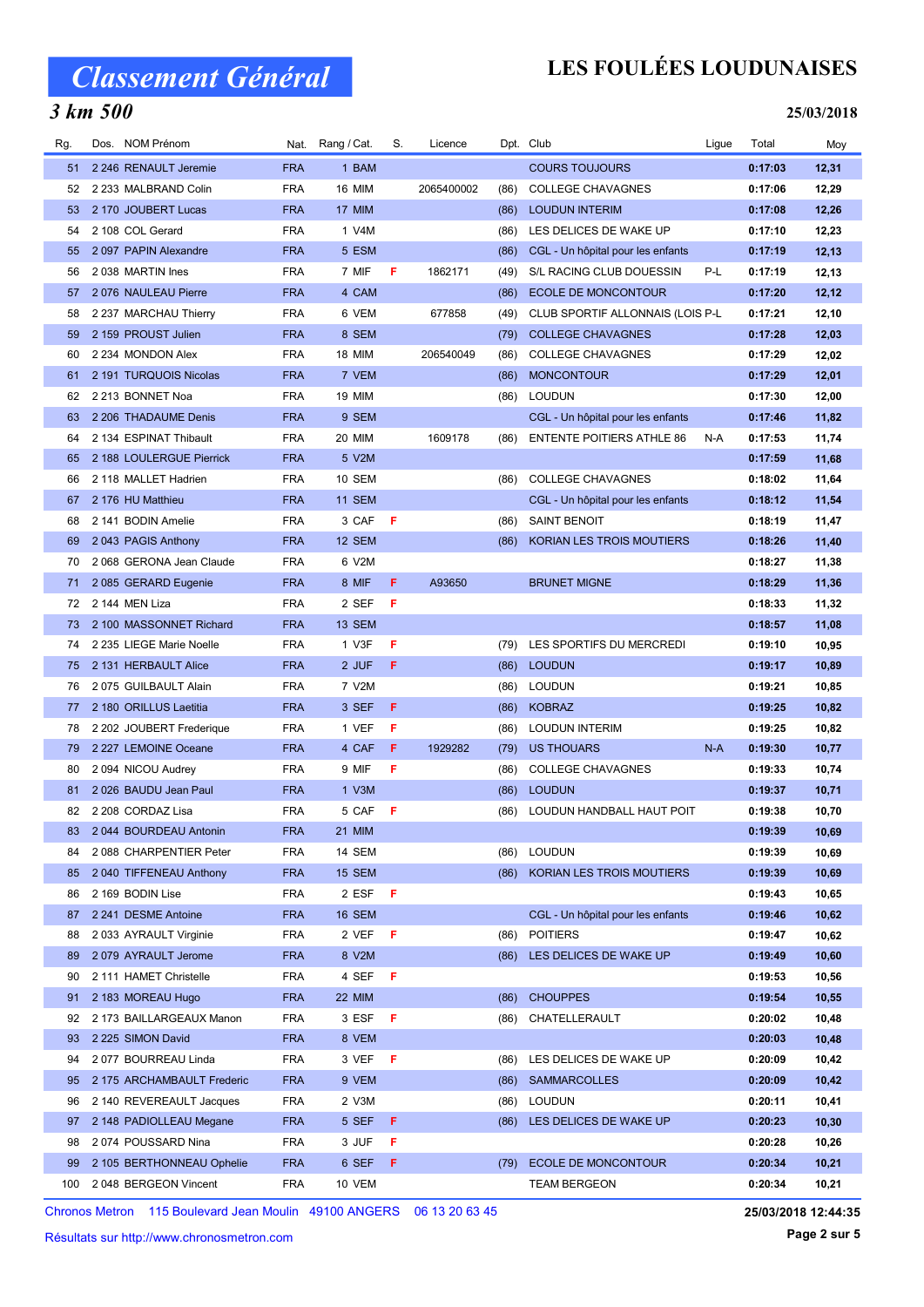# Classement Général

## LES FOULÉES LOUDUNAISES

### 3 km 500

**25/03/2018**

| Rg. | Dos. | NOM Prénom | Nat. | Rang / Cat. | S. | Licence | Dpt. | Club | Ligue | Total | Moy |
|---|---|---|---|---|---|---|---|---|---|---|---|
| 51 | 2 246 | RENAULT Jeremie | FRA | 1 BAM | | | | COURS TOUJOURS | | 0:17:03 | 12,31 |
| 52 | 2 233 | MALBRAND Colin | FRA | 16 MIM | | 2065400002 | (86) | COLLEGE CHAVAGNES | | 0:17:06 | 12,29 |
| 53 | 2 170 | JOUBERT Lucas | FRA | 17 MIM | | | (86) | LOUDUN INTERIM | | 0:17:08 | 12,26 |
| 54 | 2 108 | COL Gerard | FRA | 1 V4M | | | (86) | LES DELICES DE WAKE UP | | 0:17:10 | 12,23 |
| 55 | 2 097 | PAPIN Alexandre | FRA | 5 ESM | | | (86) | CGL - Un hôpital pour les enfants | | 0:17:19 | 12,13 |
| 56 | 2 038 | MARTIN Ines | FRA | 7 MIF | F | 1862171 | (49) | S/L RACING CLUB DOUESSIN | P-L | 0:17:19 | 12,13 |
| 57 | 2 076 | NAULEAU Pierre | FRA | 4 CAM | | | (86) | ECOLE DE MONCONTOUR | | 0:17:20 | 12,12 |
| 58 | 2 237 | MARCHAU Thierry | FRA | 6 VEM | | 677858 | (49) | CLUB SPORTIF ALLONNAIS (LOIS | P-L | 0:17:21 | 12,10 |
| 59 | 2 159 | PROUST Julien | FRA | 8 SEM | | | (79) | COLLEGE CHAVAGNES | | 0:17:28 | 12,03 |
| 60 | 2 234 | MONDON Alex | FRA | 18 MIM | | 206540049 | (86) | COLLEGE CHAVAGNES | | 0:17:29 | 12,02 |
| 61 | 2 191 | TURQUOIS Nicolas | FRA | 7 VEM | | | (86) | MONCONTOUR | | 0:17:29 | 12,01 |
| 62 | 2 213 | BONNET Noa | FRA | 19 MIM | | | (86) | LOUDUN | | 0:17:30 | 12,00 |
| 63 | 2 206 | THADAUME Denis | FRA | 9 SEM | | | | CGL - Un hôpital pour les enfants | | 0:17:46 | 11,82 |
| 64 | 2 134 | ESPINAT Thibault | FRA | 20 MIM | | 1609178 | (86) | ENTENTE POITIERS ATHLE 86 | N-A | 0:17:53 | 11,74 |
| 65 | 2 188 | LOULERGUE Pierrick | FRA | 5 V2M | | | | | | 0:17:59 | 11,68 |
| 66 | 2 118 | MALLET Hadrien | FRA | 10 SEM | | | (86) | COLLEGE CHAVAGNES | | 0:18:02 | 11,64 |
| 67 | 2 176 | HU Matthieu | FRA | 11 SEM | | | | CGL - Un hôpital pour les enfants | | 0:18:12 | 11,54 |
| 68 | 2 141 | BODIN Amelie | FRA | 3 CAF | F | | (86) | SAINT BENOIT | | 0:18:19 | 11,47 |
| 69 | 2 043 | PAGIS Anthony | FRA | 12 SEM | | | (86) | KORIAN LES TROIS MOUTIERS | | 0:18:26 | 11,40 |
| 70 | 2 068 | GERONA Jean Claude | FRA | 6 V2M | | | | | | 0:18:27 | 11,38 |
| 71 | 2 085 | GERARD Eugenie | FRA | 8 MIF | F | A93650 | | BRUNET MIGNE | | 0:18:29 | 11,36 |
| 72 | 2 144 | MEN Liza | FRA | 2 SEF | F | | | | | 0:18:33 | 11,32 |
| 73 | 2 100 | MASSONNET Richard | FRA | 13 SEM | | | | | | 0:18:57 | 11,08 |
| 74 | 2 235 | LIEGE Marie Noelle | FRA | 1 V3F | F | | (79) | LES SPORTIFS DU MERCREDI | | 0:19:10 | 10,95 |
| 75 | 2 131 | HERBAULT Alice | FRA | 2 JUF | F | | (86) | LOUDUN | | 0:19:17 | 10,89 |
| 76 | 2 075 | GUILBAULT Alain | FRA | 7 V2M | | | (86) | LOUDUN | | 0:19:21 | 10,85 |
| 77 | 2 180 | ORILLUS Laetitia | FRA | 3 SEF | F | | (86) | KOBRAZ | | 0:19:25 | 10,82 |
| 78 | 2 202 | JOUBERT Frederique | FRA | 1 VEF | F | | (86) | LOUDUN INTERIM | | 0:19:25 | 10,82 |
| 79 | 2 227 | LEMOINE Oceane | FRA | 4 CAF | F | 1929282 | (79) | US THOUARS | N-A | 0:19:30 | 10,77 |
| 80 | 2 094 | NICOU Audrey | FRA | 9 MIF | F | | (86) | COLLEGE CHAVAGNES | | 0:19:33 | 10,74 |
| 81 | 2 026 | BAUDU Jean Paul | FRA | 1 V3M | | | (86) | LOUDUN | | 0:19:37 | 10,71 |
| 82 | 2 208 | CORDAZ Lisa | FRA | 5 CAF | F | | (86) | LOUDUN HANDBALL HAUT POIT | | 0:19:38 | 10,70 |
| 83 | 2 044 | BOURDEAU Antonin | FRA | 21 MIM | | | | | | 0:19:39 | 10,69 |
| 84 | 2 088 | CHARPENTIER Peter | FRA | 14 SEM | | | (86) | LOUDUN | | 0:19:39 | 10,69 |
| 85 | 2 040 | TIFFENEAU Anthony | FRA | 15 SEM | | | (86) | KORIAN LES TROIS MOUTIERS | | 0:19:39 | 10,69 |
| 86 | 2 169 | BODIN Lise | FRA | 2 ESF | F | | | | | 0:19:43 | 10,65 |
| 87 | 2 241 | DESME Antoine | FRA | 16 SEM | | | | CGL - Un hôpital pour les enfants | | 0:19:46 | 10,62 |
| 88 | 2 033 | AYRAULT Virginie | FRA | 2 VEF | F | | (86) | POITIERS | | 0:19:47 | 10,62 |
| 89 | 2 079 | AYRAULT Jerome | FRA | 8 V2M | | | (86) | LES DELICES DE WAKE UP | | 0:19:49 | 10,60 |
| 90 | 2 111 | HAMET Christelle | FRA | 4 SEF | F | | | | | 0:19:53 | 10,56 |
| 91 | 2 183 | MOREAU Hugo | FRA | 22 MIM | | | (86) | CHOUPPES | | 0:19:54 | 10,55 |
| 92 | 2 173 | BAILLARGEAUX Manon | FRA | 3 ESF | F | | (86) | CHATELLERAULT | | 0:20:02 | 10,48 |
| 93 | 2 225 | SIMON David | FRA | 8 VEM | | | | | | 0:20:03 | 10,48 |
| 94 | 2 077 | BOURREAU Linda | FRA | 3 VEF | F | | (86) | LES DELICES DE WAKE UP | | 0:20:09 | 10,42 |
| 95 | 2 175 | ARCHAMBAULT Frederic | FRA | 9 VEM | | | (86) | SAMMARCOLLES | | 0:20:09 | 10,42 |
| 96 | 2 140 | REVEREAULT Jacques | FRA | 2 V3M | | | (86) | LOUDUN | | 0:20:11 | 10,41 |
| 97 | 2 148 | PADIOLLEAU Megane | FRA | 5 SEF | F | | (86) | LES DELICES DE WAKE UP | | 0:20:23 | 10,30 |
| 98 | 2 074 | POUSSARD Nina | FRA | 3 JUF | F | | | | | 0:20:28 | 10,26 |
| 99 | 2 105 | BERTHONNEAU Ophelie | FRA | 6 SEF | F | | (79) | ECOLE DE MONCONTOUR | | 0:20:34 | 10,21 |
| 100 | 2 048 | BERGEON Vincent | FRA | 10 VEM | | | | TEAM BERGEON | | 0:20:34 | 10,21 |

Chronos Metron 115 Boulevard Jean Moulin 49100 ANGERS 06 13 20 63 45

**25/03/2018 12:44:35**

Résultats sur http://www.chronosmetron.com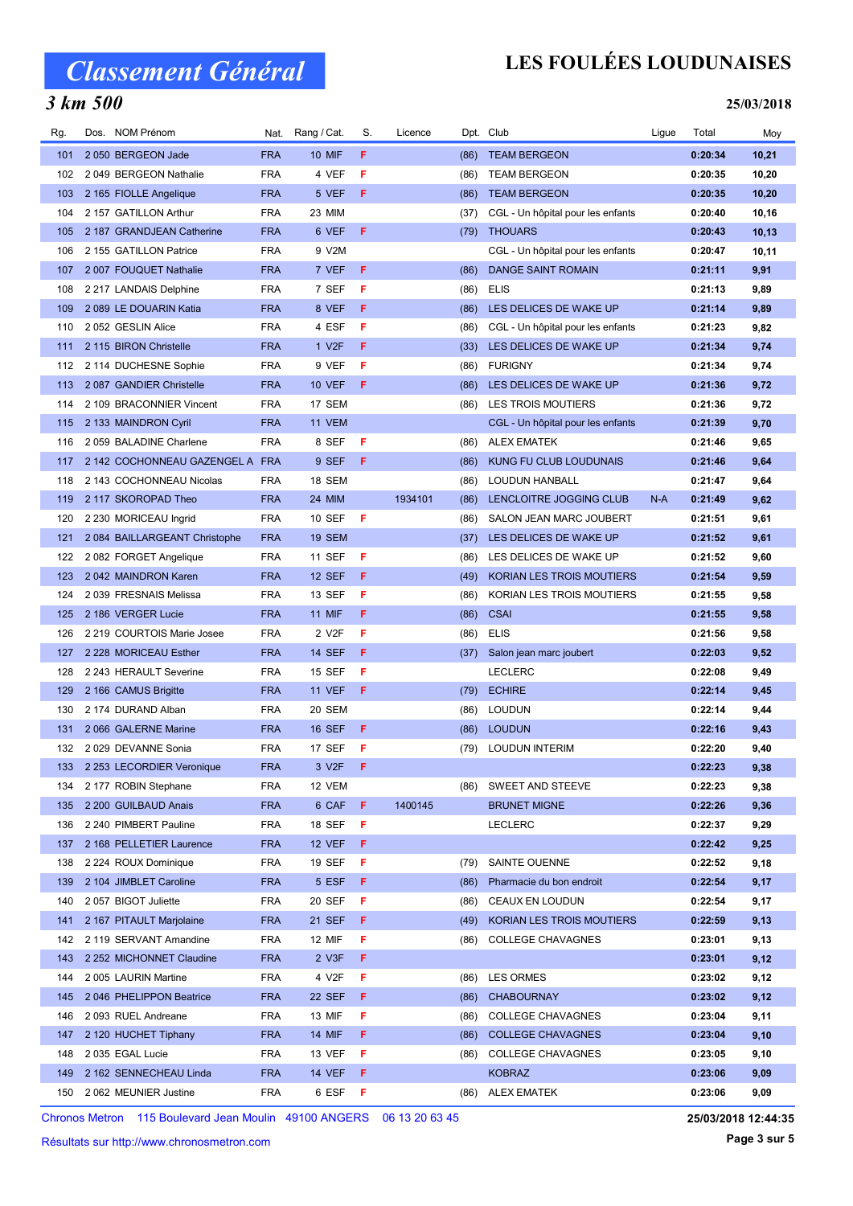# Classement Général

## LES FOULÉES LOUDUNAISES

### 3 km 500

**25/03/2018**

| Rg. | Dos. | NOM Prénom | Nat. | Rang / Cat. | S. | Licence | Dpt. | Club | Ligue | Total | Moy |
|---|---|---|---|---|---|---|---|---|---|---|---|
| 101 | 2 050 | BERGEON Jade | FRA | 10 MIF | F | | (86) | TEAM BERGEON | | 0:20:34 | 10,21 |
| 102 | 2 049 | BERGEON Nathalie | FRA | 4 VEF | F | | (86) | TEAM BERGEON | | 0:20:35 | 10,20 |
| 103 | 2 165 | FIOLLE Angelique | FRA | 5 VEF | F | | (86) | TEAM BERGEON | | 0:20:35 | 10,20 |
| 104 | 2 157 | GATILLON Arthur | FRA | 23 MIM | | | (37) | CGL - Un hôpital pour les enfants | | 0:20:40 | 10,16 |
| 105 | 2 187 | GRANDJEAN Catherine | FRA | 6 VEF | F | | (79) | THOUARS | | 0:20:43 | 10,13 |
| 106 | 2 155 | GATILLON Patrice | FRA | 9 V2M | | | | CGL - Un hôpital pour les enfants | | 0:20:47 | 10,11 |
| 107 | 2 007 | FOUQUET Nathalie | FRA | 7 VEF | F | | (86) | DANGE SAINT ROMAIN | | 0:21:11 | 9,91 |
| 108 | 2 217 | LANDAIS Delphine | FRA | 7 SEF | F | | (86) | ELIS | | 0:21:13 | 9,89 |
| 109 | 2 089 | LE DOUARIN Katia | FRA | 8 VEF | F | | (86) | LES DELICES DE WAKE UP | | 0:21:14 | 9,89 |
| 110 | 2 052 | GESLIN Alice | FRA | 4 ESF | F | | (86) | CGL - Un hôpital pour les enfants | | 0:21:23 | 9,82 |
| 111 | 2 115 | BIRON Christelle | FRA | 1 V2F | F | | (33) | LES DELICES DE WAKE UP | | 0:21:34 | 9,74 |
| 112 | 2 114 | DUCHESNE Sophie | FRA | 9 VEF | F | | (86) | FURIGNY | | 0:21:34 | 9,74 |
| 113 | 2 087 | GANDIER Christelle | FRA | 10 VEF | F | | (86) | LES DELICES DE WAKE UP | | 0:21:36 | 9,72 |
| 114 | 2 109 | BRACONNIER Vincent | FRA | 17 SEM | | | (86) | LES TROIS MOUTIERS | | 0:21:36 | 9,72 |
| 115 | 2 133 | MAINDRON Cyril | FRA | 11 VEM | | | | CGL - Un hôpital pour les enfants | | 0:21:39 | 9,70 |
| 116 | 2 059 | BALADINE Charlene | FRA | 8 SEF | F | | (86) | ALEX EMATEK | | 0:21:46 | 9,65 |
| 117 | 2 142 | COCHONNEAU GAZENGEL A | FRA | 9 SEF | F | | (86) | KUNG FU CLUB LOUDUNAIS | | 0:21:46 | 9,64 |
| 118 | 2 143 | COCHONNEAU Nicolas | FRA | 18 SEM | | | (86) | LOUDUN HANBALL | | 0:21:47 | 9,64 |
| 119 | 2 117 | SKOROPAD Theo | FRA | 24 MIM | | 1934101 | (86) | LENCLOITRE JOGGING CLUB | N-A | 0:21:49 | 9,62 |
| 120 | 2 230 | MORICEAU Ingrid | FRA | 10 SEF | F | | (86) | SALON JEAN MARC JOUBERT | | 0:21:51 | 9,61 |
| 121 | 2 084 | BAILLARGEANT Christophe | FRA | 19 SEM | | | (37) | LES DELICES DE WAKE UP | | 0:21:52 | 9,61 |
| 122 | 2 082 | FORGET Angelique | FRA | 11 SEF | F | | (86) | LES DELICES DE WAKE UP | | 0:21:52 | 9,60 |
| 123 | 2 042 | MAINDRON Karen | FRA | 12 SEF | F | | (49) | KORIAN LES TROIS MOUTIERS | | 0:21:54 | 9,59 |
| 124 | 2 039 | FRESNAIS Melissa | FRA | 13 SEF | F | | (86) | KORIAN LES TROIS MOUTIERS | | 0:21:55 | 9,58 |
| 125 | 2 186 | VERGER Lucie | FRA | 11 MIF | F | | (86) | CSAI | | 0:21:55 | 9,58 |
| 126 | 2 219 | COURTOIS Marie Josee | FRA | 2 V2F | F | | (86) | ELIS | | 0:21:56 | 9,58 |
| 127 | 2 228 | MORICEAU Esther | FRA | 14 SEF | F | | (37) | Salon jean marc joubert | | 0:22:03 | 9,52 |
| 128 | 2 243 | HERAULT Severine | FRA | 15 SEF | F | | | LECLERC | | 0:22:08 | 9,49 |
| 129 | 2 166 | CAMUS Brigitte | FRA | 11 VEF | F | | (79) | ECHIRE | | 0:22:14 | 9,45 |
| 130 | 2 174 | DURAND Alban | FRA | 20 SEM | | | (86) | LOUDUN | | 0:22:14 | 9,44 |
| 131 | 2 066 | GALERNE Marine | FRA | 16 SEF | F | | (86) | LOUDUN | | 0:22:16 | 9,43 |
| 132 | 2 029 | DEVANNE Sonia | FRA | 17 SEF | F | | (79) | LOUDUN INTERIM | | 0:22:20 | 9,40 |
| 133 | 2 253 | LECORDIER Veronique | FRA | 3 V2F | F | | | | | 0:22:23 | 9,38 |
| 134 | 2 177 | ROBIN Stephane | FRA | 12 VEM | | | (86) | SWEET AND STEEVE | | 0:22:23 | 9,38 |
| 135 | 2 200 | GUILBAUD Anais | FRA | 6 CAF | F | 1400145 | | BRUNET MIGNE | | 0:22:26 | 9,36 |
| 136 | 2 240 | PIMBERT Pauline | FRA | 18 SEF | F | | | LECLERC | | 0:22:37 | 9,29 |
| 137 | 2 168 | PELLETIER Laurence | FRA | 12 VEF | F | | | | | 0:22:42 | 9,25 |
| 138 | 2 224 | ROUX Dominique | FRA | 19 SEF | F | | (79) | SAINTE OUENNE | | 0:22:52 | 9,18 |
| 139 | 2 104 | JIMBLET Caroline | FRA | 5 ESF | F | | (86) | Pharmacie du bon endroit | | 0:22:54 | 9,17 |
| 140 | 2 057 | BIGOT Juliette | FRA | 20 SEF | F | | (86) | CEAUX EN LOUDUN | | 0:22:54 | 9,17 |
| 141 | 2 167 | PITAULT Marjolaine | FRA | 21 SEF | F | | (49) | KORIAN LES TROIS MOUTIERS | | 0:22:59 | 9,13 |
| 142 | 2 119 | SERVANT Amandine | FRA | 12 MIF | F | | (86) | COLLEGE CHAVAGNES | | 0:23:01 | 9,13 |
| 143 | 2 252 | MICHONNET Claudine | FRA | 2 V3F | F | | | | | 0:23:01 | 9,12 |
| 144 | 2 005 | LAURIN Martine | FRA | 4 V2F | F | | (86) | LES ORMES | | 0:23:02 | 9,12 |
| 145 | 2 046 | PHELIPPON Beatrice | FRA | 22 SEF | F | | (86) | CHABOURNAY | | 0:23:02 | 9,12 |
| 146 | 2 093 | RUEL Andreane | FRA | 13 MIF | F | | (86) | COLLEGE CHAVAGNES | | 0:23:04 | 9,11 |
| 147 | 2 120 | HUCHET Tiphany | FRA | 14 MIF | F | | (86) | COLLEGE CHAVAGNES | | 0:23:04 | 9,10 |
| 148 | 2 035 | EGAL Lucie | FRA | 13 VEF | F | | (86) | COLLEGE CHAVAGNES | | 0:23:05 | 9,10 |
| 149 | 2 162 | SENNECHEAU Linda | FRA | 14 VEF | F | | | KOBRAZ | | 0:23:06 | 9,09 |
| 150 | 2 062 | MEUNIER Justine | FRA | 6 ESF | F | | (86) | ALEX EMATEK | | 0:23:06 | 9,09 |

Chronos Metron 115 Boulevard Jean Moulin 49100 ANGERS 06 13 20 63 45

Résultats sur http://www.chronosmetron.com

25/03/2018 12:44:35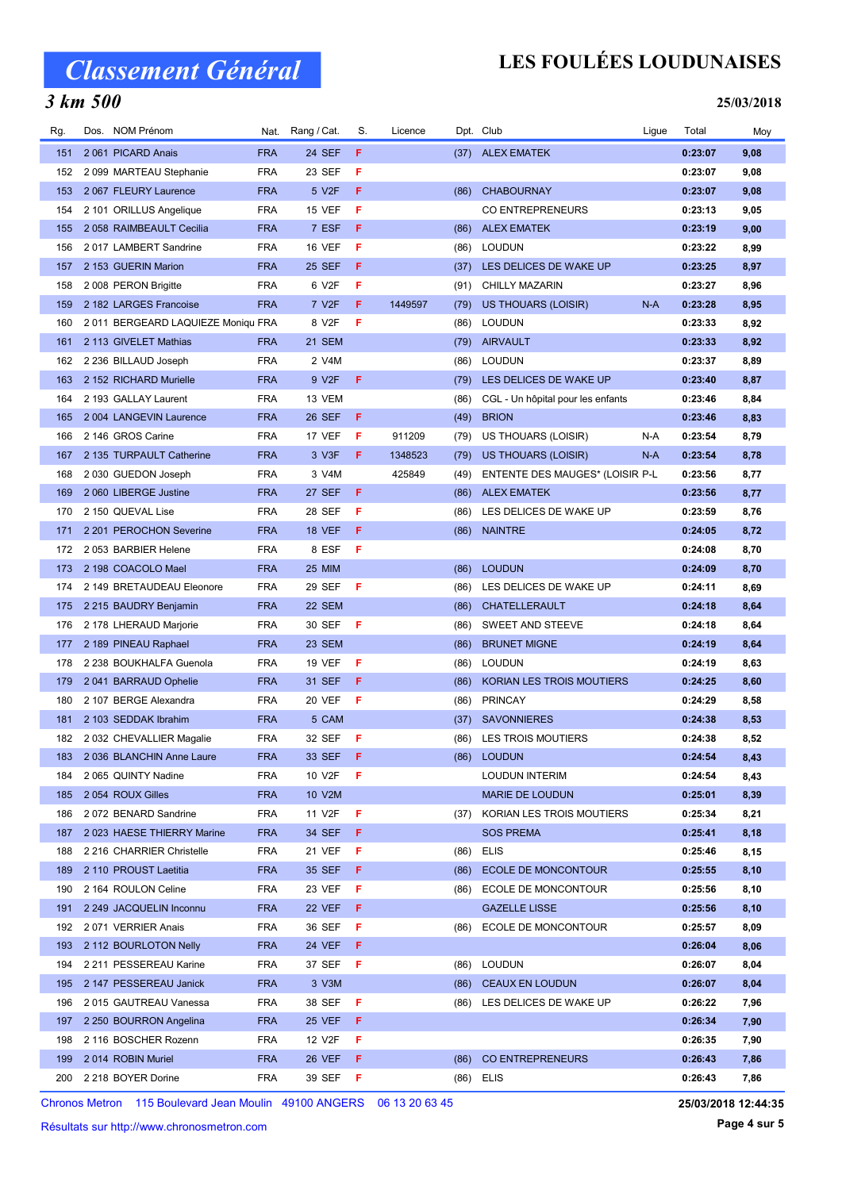# Classement Général

## LES FOULÉES LOUDUNAISES

### 3 km 500

**25/03/2018**

| Rg. | Dos. | NOM Prénom | Nat. | Rang / Cat. | S. | Licence | Dpt. | Club | Ligue | Total | Moy |
|---|---|---|---|---|---|---|---|---|---|---|---|
| 151 | 2 061 | PICARD Anais | FRA | 24 SEF | F | | (37) | ALEX EMATEK | | 0:23:07 | 9,08 |
| 152 | 2 099 | MARTEAU Stephanie | FRA | 23 SEF | F | | | | | 0:23:07 | 9,08 |
| 153 | 2 067 | FLEURY Laurence | FRA | 5 V2F | F | | (86) | CHABOURNAY | | 0:23:07 | 9,08 |
| 154 | 2 101 | ORILLUS Angelique | FRA | 15 VEF | F | | | CO ENTREPRENEURS | | 0:23:13 | 9,05 |
| 155 | 2 058 | RAIMBEAULT Cecilia | FRA | 7 ESF | F | | (86) | ALEX EMATEK | | 0:23:19 | 9,00 |
| 156 | 2 017 | LAMBERT Sandrine | FRA | 16 VEF | F | | (86) | LOUDUN | | 0:23:22 | 8,99 |
| 157 | 2 153 | GUERIN Marion | FRA | 25 SEF | F | | (37) | LES DELICES DE WAKE UP | | 0:23:25 | 8,97 |
| 158 | 2 008 | PERON Brigitte | FRA | 6 V2F | F | | (91) | CHILLY MAZARIN | | 0:23:27 | 8,96 |
| 159 | 2 182 | LARGES Francoise | FRA | 7 V2F | F | 1449597 | (79) | US THOUARS (LOISIR) | N-A | 0:23:28 | 8,95 |
| 160 | 2 011 | BERGEARD LAQUIEZE Moniqu | FRA | 8 V2F | F | | (86) | LOUDUN | | 0:23:33 | 8,92 |
| 161 | 2 113 | GIVELET Mathias | FRA | 21 SEM | | | (79) | AIRVAULT | | 0:23:33 | 8,92 |
| 162 | 2 236 | BILLAUD Joseph | FRA | 2 V4M | | | (86) | LOUDUN | | 0:23:37 | 8,89 |
| 163 | 2 152 | RICHARD Murielle | FRA | 9 V2F | F | | (79) | LES DELICES DE WAKE UP | | 0:23:40 | 8,87 |
| 164 | 2 193 | GALLAY Laurent | FRA | 13 VEM | | | (86) | CGL - Un hôpital pour les enfants | | 0:23:46 | 8,84 |
| 165 | 2 004 | LANGEVIN Laurence | FRA | 26 SEF | F | | (49) | BRION | | 0:23:46 | 8,83 |
| 166 | 2 146 | GROS Carine | FRA | 17 VEF | F | 911209 | (79) | US THOUARS (LOISIR) | N-A | 0:23:54 | 8,79 |
| 167 | 2 135 | TURPAULT Catherine | FRA | 3 V3F | F | 1348523 | (79) | US THOUARS (LOISIR) | N-A | 0:23:54 | 8,78 |
| 168 | 2 030 | GUEDON Joseph | FRA | 3 V4M | | 425849 | (49) | ENTENTE DES MAUGES* (LOISIR | P-L | 0:23:56 | 8,77 |
| 169 | 2 060 | LIBERGE Justine | FRA | 27 SEF | F | | (86) | ALEX EMATEK | | 0:23:56 | 8,77 |
| 170 | 2 150 | QUEVAL Lise | FRA | 28 SEF | F | | (86) | LES DELICES DE WAKE UP | | 0:23:59 | 8,76 |
| 171 | 2 201 | PEROCHON Severine | FRA | 18 VEF | F | | (86) | NAINTRE | | 0:24:05 | 8,72 |
| 172 | 2 053 | BARBIER Helene | FRA | 8 ESF | F | | | | | 0:24:08 | 8,70 |
| 173 | 2 198 | COACOLO Mael | FRA | 25 MIM | | | (86) | LOUDUN | | 0:24:09 | 8,70 |
| 174 | 2 149 | BRETAUDEAU Eleonore | FRA | 29 SEF | F | | (86) | LES DELICES DE WAKE UP | | 0:24:11 | 8,69 |
| 175 | 2 215 | BAUDRY Benjamin | FRA | 22 SEM | | | (86) | CHATELLERAULT | | 0:24:18 | 8,64 |
| 176 | 2 178 | LHERAUD Marjorie | FRA | 30 SEF | F | | (86) | SWEET AND STEEVE | | 0:24:18 | 8,64 |
| 177 | 2 189 | PINEAU Raphael | FRA | 23 SEM | | | (86) | BRUNET MIGNE | | 0:24:19 | 8,64 |
| 178 | 2 238 | BOUKHALFA Guenola | FRA | 19 VEF | F | | (86) | LOUDUN | | 0:24:19 | 8,63 |
| 179 | 2 041 | BARRAUD Ophelie | FRA | 31 SEF | F | | (86) | KORIAN LES TROIS MOUTIERS | | 0:24:25 | 8,60 |
| 180 | 2 107 | BERGE Alexandra | FRA | 20 VEF | F | | (86) | PRINCAY | | 0:24:29 | 8,58 |
| 181 | 2 103 | SEDDAK Ibrahim | FRA | 5 CAM | | | (37) | SAVONNIERES | | 0:24:38 | 8,53 |
| 182 | 2 032 | CHEVALLIER Magalie | FRA | 32 SEF | F | | (86) | LES TROIS MOUTIERS | | 0:24:38 | 8,52 |
| 183 | 2 036 | BLANCHIN Anne Laure | FRA | 33 SEF | F | | (86) | LOUDUN | | 0:24:54 | 8,43 |
| 184 | 2 065 | QUINTY Nadine | FRA | 10 V2F | F | | | LOUDUN INTERIM | | 0:24:54 | 8,43 |
| 185 | 2 054 | ROUX Gilles | FRA | 10 V2M | | | | MARIE DE LOUDUN | | 0:25:01 | 8,39 |
| 186 | 2 072 | BENARD Sandrine | FRA | 11 V2F | F | | (37) | KORIAN LES TROIS MOUTIERS | | 0:25:34 | 8,21 |
| 187 | 2 023 | HAESE THIERRY Marine | FRA | 34 SEF | F | | | SOS PREMA | | 0:25:41 | 8,18 |
| 188 | 2 216 | CHARRIER Christelle | FRA | 21 VEF | F | | (86) | ELIS | | 0:25:46 | 8,15 |
| 189 | 2 110 | PROUST Laetitia | FRA | 35 SEF | F | | (86) | ECOLE DE MONCONTOUR | | 0:25:55 | 8,10 |
| 190 | 2 164 | ROULON Celine | FRA | 23 VEF | F | | (86) | ECOLE DE MONCONTOUR | | 0:25:56 | 8,10 |
| 191 | 2 249 | JACQUELIN Inconnu | FRA | 22 VEF | F | | | GAZELLE LISSE | | 0:25:56 | 8,10 |
| 192 | 2 071 | VERRIER Anais | FRA | 36 SEF | F | | (86) | ECOLE DE MONCONTOUR | | 0:25:57 | 8,09 |
| 193 | 2 112 | BOURLOTON Nelly | FRA | 24 VEF | F | | | | | 0:26:04 | 8,06 |
| 194 | 2 211 | PESSEREAU Karine | FRA | 37 SEF | F | | (86) | LOUDUN | | 0:26:07 | 8,04 |
| 195 | 2 147 | PESSEREAU Janick | FRA | 3 V3M | | | (86) | CEAUX EN LOUDUN | | 0:26:07 | 8,04 |
| 196 | 2 015 | GAUTREAU Vanessa | FRA | 38 SEF | F | | (86) | LES DELICES DE WAKE UP | | 0:26:22 | 7,96 |
| 197 | 2 250 | BOURRON Angelina | FRA | 25 VEF | F | | | | | 0:26:34 | 7,90 |
| 198 | 2 116 | BOSCHER Rozenn | FRA | 12 V2F | F | | | | | 0:26:35 | 7,90 |
| 199 | 2 014 | ROBIN Muriel | FRA | 26 VEF | F | | (86) | CO ENTREPRENEURS | | 0:26:43 | 7,86 |
| 200 | 2 218 | BOYER Dorine | FRA | 39 SEF | F | | (86) | ELIS | | 0:26:43 | 7,86 |

Chronos Metron 115 Boulevard Jean Moulin 49100 ANGERS 06 13 20 63 45

Résultats sur http://www.chronosmetron.com

25/03/2018 12:44:35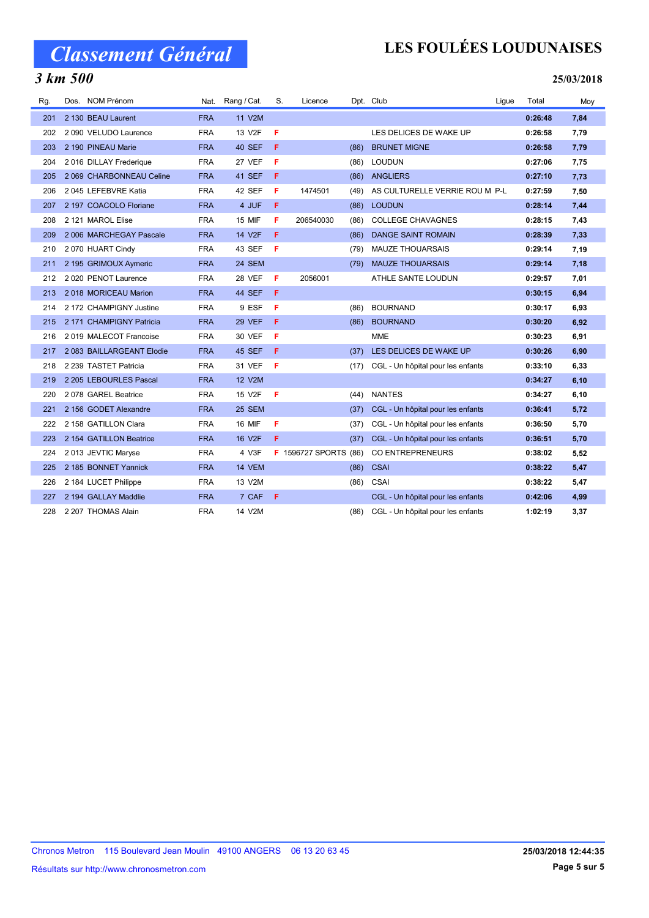# Classement Général

## LES FOULÉES LOUDUNAISES

### 3 km 500

**25/03/2018**

| Rg. | Dos. | NOM Prénom | Nat. | Rang / Cat. | S. | Licence | Dpt. | Club | Ligue | Total | Moy |
|---|---|---|---|---|---|---|---|---|---|---|---|
| 201 | 2 130 | BEAU Laurent | FRA | 11 V2M | | | | | | 0:26:48 | 7,84 |
| 202 | 2 090 | VELUDO Laurence | FRA | 13 V2F | F | | | LES DELICES DE WAKE UP | | 0:26:58 | 7,79 |
| 203 | 2 190 | PINEAU Marie | FRA | 40 SEF | F | | (86) | BRUNET MIGNE | | 0:26:58 | 7,79 |
| 204 | 2 016 | DILLAY Frederique | FRA | 27 VEF | F | | (86) | LOUDUN | | 0:27:06 | 7,75 |
| 205 | 2 069 | CHARBONNEAU Celine | FRA | 41 SEF | F | | (86) | ANGLIERS | | 0:27:10 | 7,73 |
| 206 | 2 045 | LEFEBVRE Katia | FRA | 42 SEF | F | 1474501 | (49) | AS CULTURELLE VERRIE ROU M | P-L | 0:27:59 | 7,50 |
| 207 | 2 197 | COACOLO Floriane | FRA | 4 JUF | F | | (86) | LOUDUN | | 0:28:14 | 7,44 |
| 208 | 2 121 | MAROL Elise | FRA | 15 MIF | F | 206540030 | (86) | COLLEGE CHAVAGNES | | 0:28:15 | 7,43 |
| 209 | 2 006 | MARCHEGAY Pascale | FRA | 14 V2F | F | | (86) | DANGE SAINT ROMAIN | | 0:28:39 | 7,33 |
| 210 | 2 070 | HUART Cindy | FRA | 43 SEF | F | | (79) | MAUZE THOUARSAIS | | 0:29:14 | 7,19 |
| 211 | 2 195 | GRIMOUX Aymeric | FRA | 24 SEM | | | (79) | MAUZE THOUARSAIS | | 0:29:14 | 7,18 |
| 212 | 2 020 | PENOT Laurence | FRA | 28 VEF | F | 2056001 | | ATHLE SANTE LOUDUN | | 0:29:57 | 7,01 |
| 213 | 2 018 | MORICEAU Marion | FRA | 44 SEF | F | | | | | 0:30:15 | 6,94 |
| 214 | 2 172 | CHAMPIGNY Justine | FRA | 9 ESF | F | | (86) | BOURNAND | | 0:30:17 | 6,93 |
| 215 | 2 171 | CHAMPIGNY Patricia | FRA | 29 VEF | F | | (86) | BOURNAND | | 0:30:20 | 6,92 |
| 216 | 2 019 | MALECOT Francoise | FRA | 30 VEF | F | | | MME | | 0:30:23 | 6,91 |
| 217 | 2 083 | BAILLARGEANT Elodie | FRA | 45 SEF | F | | (37) | LES DELICES DE WAKE UP | | 0:30:26 | 6,90 |
| 218 | 2 239 | TASTET Patricia | FRA | 31 VEF | F | | (17) | CGL - Un hôpital pour les enfants | | 0:33:10 | 6,33 |
| 219 | 2 205 | LEBOURLES Pascal | FRA | 12 V2M | | | | | | 0:34:27 | 6,10 |
| 220 | 2 078 | GAREL Beatrice | FRA | 15 V2F | F | | (44) | NANTES | | 0:34:27 | 6,10 |
| 221 | 2 156 | GODET Alexandre | FRA | 25 SEM | | | (37) | CGL - Un hôpital pour les enfants | | 0:36:41 | 5,72 |
| 222 | 2 158 | GATILLON Clara | FRA | 16 MIF | F | | (37) | CGL - Un hôpital pour les enfants | | 0:36:50 | 5,70 |
| 223 | 2 154 | GATILLON Beatrice | FRA | 16 V2F | F | | (37) | CGL - Un hôpital pour les enfants | | 0:36:51 | 5,70 |
| 224 | 2 013 | JEVTIC Maryse | FRA | 4 V3F | F | 1596727 SPORTS | (86) | CO ENTREPRENEURS | | 0:38:02 | 5,52 |
| 225 | 2 185 | BONNET Yannick | FRA | 14 VEM | | | (86) | CSAI | | 0:38:22 | 5,47 |
| 226 | 2 184 | LUCET Philippe | FRA | 13 V2M | | | (86) | CSAI | | 0:38:22 | 5,47 |
| 227 | 2 194 | GALLAY Maddlie | FRA | 7 CAF | F | | | CGL - Un hôpital pour les enfants | | 0:42:06 | 4,99 |
| 228 | 2 207 | THOMAS Alain | FRA | 14 V2M | | | (86) | CGL - Un hôpital pour les enfants | | 1:02:19 | 3,37 |

Chronos Metron 115 Boulevard Jean Moulin 49100 ANGERS 06 13 20 63 45

Résultats sur http://www.chronosmetron.com

25/03/2018 12:44:35